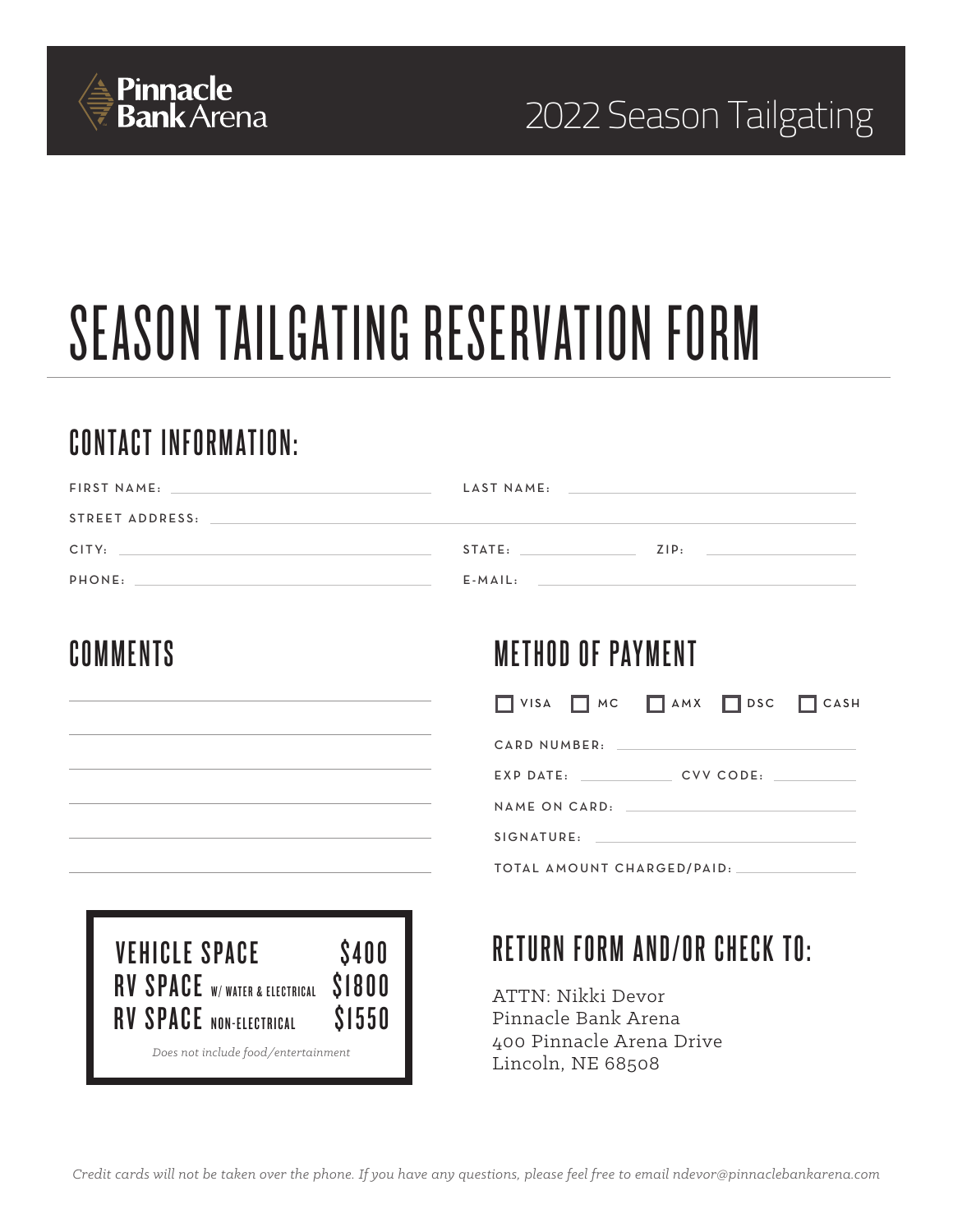Pinnacle Bank Arena

2022 Season Tailgating

# SEASON TAILGATING RESERVATION FORM

## CONTACT INFORMATION:

FIRST NAME: ______________________ LAST NAME: ______________________

STREET ADDRESS: ______________________________________________

CITY: ______________________ STATE: __________ ZIP: __________

PHONE: ______________________ E-MAIL: ______________________

## COMMENTS

______________________________________________

______________________________________________

______________________________________________

______________________________________________

______________________________________________

______________________________________________

## METHOD OF PAYMENT

☐ VISA ☐ MC ☐ AMX ☐ DSC ☐ CASH

CARD NUMBER: ______________________

EXP DATE: __________ CVV CODE: __________

NAME ON CARD: ______________________

SIGNATURE: ______________________

TOTAL AMOUNT CHARGED/PAID: __________

| | |
|---|---|
| VEHICLE SPACE | $400 |
| RV SPACE W/ WATER & ELECTRICAL | $1800 |
| RV SPACE NON-ELECTRICAL | $1550 |

*Does not include food/entertainment*

## RETURN FORM AND/OR CHECK TO:

ATTN: Nikki Devor
Pinnacle Bank Arena
400 Pinnacle Arena Drive
Lincoln, NE 68508

*Credit cards will not be taken over the phone. If you have any questions, please feel free to email ndevor@pinnaclebankarena.com*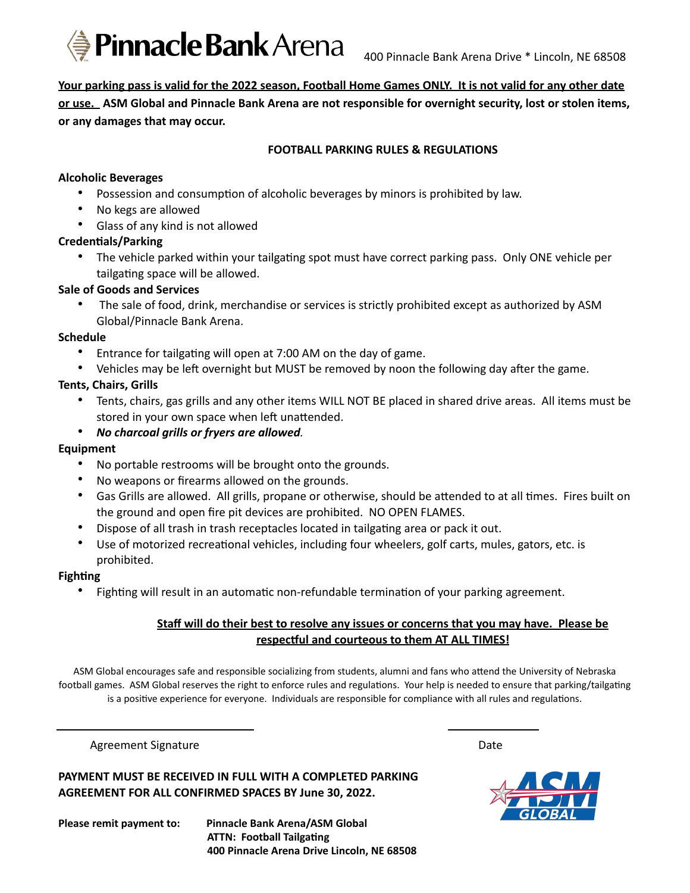# Pinnacle Bank Arena

400 Pinnacle Bank Arena Drive * Lincoln, NE 68508

**Your parking pass is valid for the 2022 season, Football Home Games ONLY. It is not valid for any other date or use. ASM Global and Pinnacle Bank Arena are not responsible for overnight security, lost or stolen items, or any damages that may occur.**

## FOOTBALL PARKING RULES & REGULATIONS

**Alcoholic Beverages**

- Possession and consumption of alcoholic beverages by minors is prohibited by law.
- No kegs are allowed
- Glass of any kind is not allowed

**Credentials/Parking**

- The vehicle parked within your tailgating spot must have correct parking pass. Only ONE vehicle per tailgating space will be allowed.

**Sale of Goods and Services**

- The sale of food, drink, merchandise or services is strictly prohibited except as authorized by ASM Global/Pinnacle Bank Arena.

**Schedule**

- Entrance for tailgating will open at 7:00 AM on the day of game.
- Vehicles may be left overnight but MUST be removed by noon the following day after the game.

**Tents, Chairs, Grills**

- Tents, chairs, gas grills and any other items WILL NOT BE placed in shared drive areas. All items must be stored in your own space when left unattended.
- ***No charcoal grills or fryers are allowed***.

**Equipment**

- No portable restrooms will be brought onto the grounds.
- No weapons or firearms allowed on the grounds.
- Gas Grills are allowed. All grills, propane or otherwise, should be attended to at all times. Fires built on the ground and open fire pit devices are prohibited. NO OPEN FLAMES.
- Dispose of all trash in trash receptacles located in tailgating area or pack it out.
- Use of motorized recreational vehicles, including four wheelers, golf carts, mules, gators, etc. is prohibited.

**Fighting**

- Fighting will result in an automatic non-refundable termination of your parking agreement.

**Staff will do their best to resolve any issues or concerns that you may have. Please be respectful and courteous to them AT ALL TIMES!**

ASM Global encourages safe and responsible socializing from students, alumni and fans who attend the University of Nebraska football games. ASM Global reserves the right to enforce rules and regulations. Your help is needed to ensure that parking/tailgating is a positive experience for everyone. Individuals are responsible for compliance with all rules and regulations.

_______________________________ Agreement Signature

_______________ Date

**PAYMENT MUST BE RECEIVED IN FULL WITH A COMPLETED PARKING AGREEMENT FOR ALL CONFIRMED SPACES BY June 30, 2022.**

ASM GLOBAL

**Please remit payment to:**

**Pinnacle Bank Arena/ASM Global**
**ATTN: Football Tailgating**
**400 Pinnacle Arena Drive Lincoln, NE 68508**